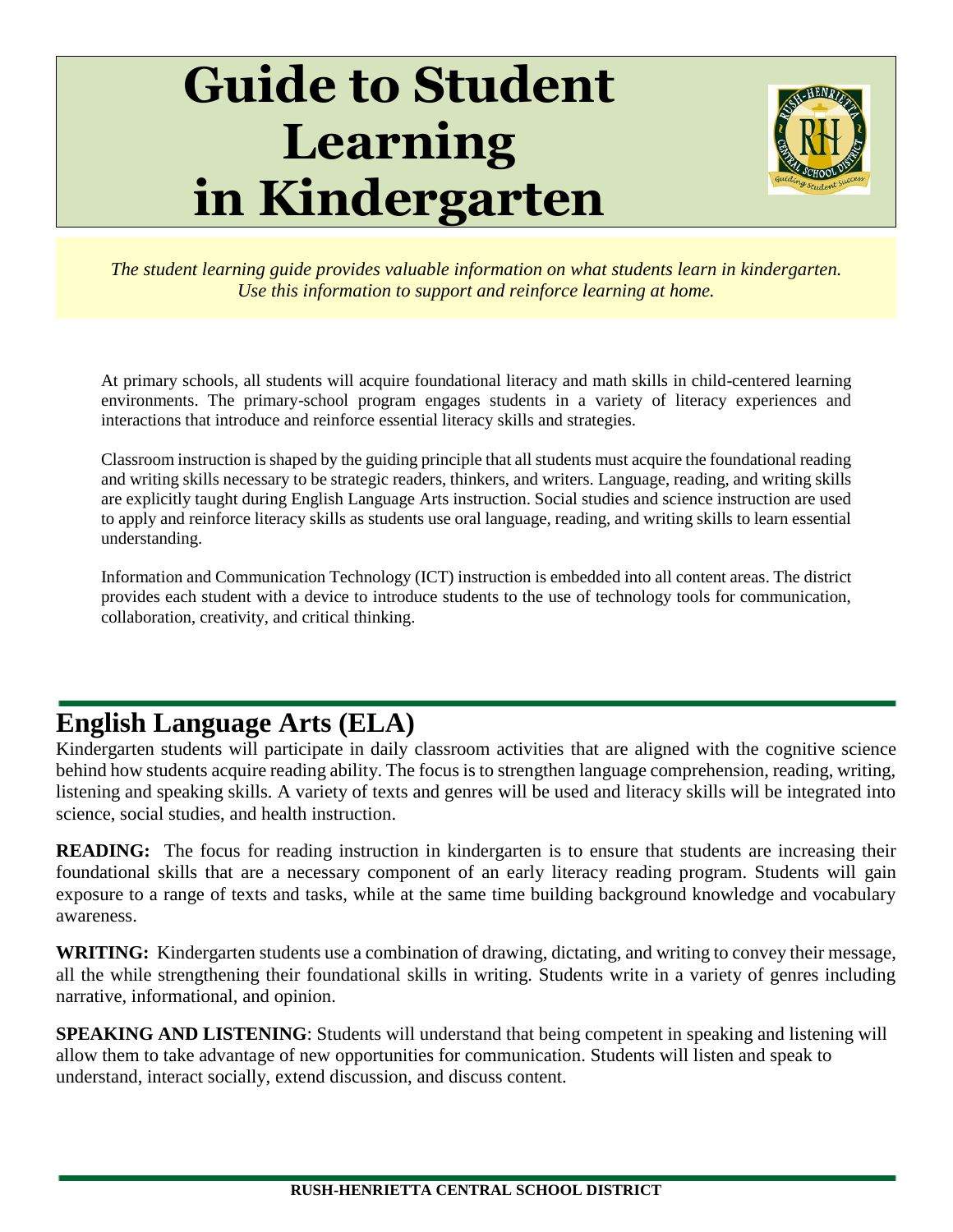# Guide to Student Learning in Kindergarten

*The student learning guide provides valuable information on what students learn in kindergarten. Use this information to support and reinforce learning at home.*

At primary schools, all students will acquire foundational literacy and math skills in child-centered learning environments. The primary-school program engages students in a variety of literacy experiences and interactions that introduce and reinforce essential literacy skills and strategies.

Classroom instruction is shaped by the guiding principle that all students must acquire the foundational reading and writing skills necessary to be strategic readers, thinkers, and writers. Language, reading, and writing skills are explicitly taught during English Language Arts instruction. Social studies and science instruction are used to apply and reinforce literacy skills as students use oral language, reading, and writing skills to learn essential understanding.

Information and Communication Technology (ICT) instruction is embedded into all content areas. The district provides each student with a device to introduce students to the use of technology tools for communication, collaboration, creativity, and critical thinking.

## English Language Arts (ELA)

Kindergarten students will participate in daily classroom activities that are aligned with the cognitive science behind how students acquire reading ability. The focus is to strengthen language comprehension, reading, writing, listening and speaking skills. A variety of texts and genres will be used and literacy skills will be integrated into science, social studies, and health instruction.

**READING:** The focus for reading instruction in kindergarten is to ensure that students are increasing their foundational skills that are a necessary component of an early literacy reading program. Students will gain exposure to a range of texts and tasks, while at the same time building background knowledge and vocabulary awareness.

**WRITING:** Kindergarten students use a combination of drawing, dictating, and writing to convey their message, all the while strengthening their foundational skills in writing. Students write in a variety of genres including narrative, informational, and opinion.

**SPEAKING AND LISTENING**: Students will understand that being competent in speaking and listening will allow them to take advantage of new opportunities for communication. Students will listen and speak to understand, interact socially, extend discussion, and discuss content.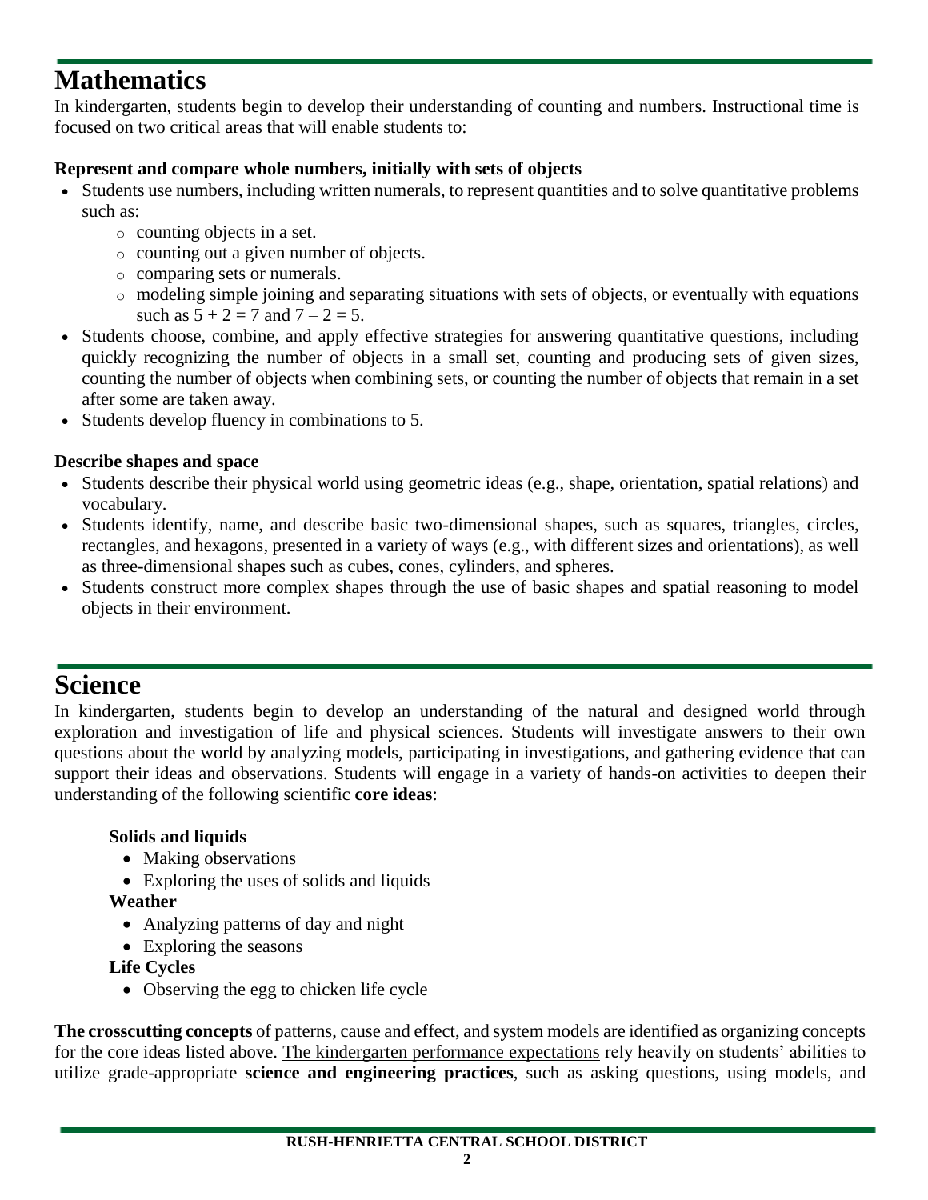# Mathematics

In kindergarten, students begin to develop their understanding of counting and numbers. Instructional time is focused on two critical areas that will enable students to:

**Represent and compare whole numbers, initially with sets of objects**

- Students use numbers, including written numerals, to represent quantities and to solve quantitative problems such as:
  - counting objects in a set.
  - counting out a given number of objects.
  - comparing sets or numerals.
  - modeling simple joining and separating situations with sets of objects, or eventually with equations such as $5 + 2 = 7$ and $7 – 2 = 5$.
- Students choose, combine, and apply effective strategies for answering quantitative questions, including quickly recognizing the number of objects in a small set, counting and producing sets of given sizes, counting the number of objects when combining sets, or counting the number of objects that remain in a set after some are taken away.
- Students develop fluency in combinations to 5.

**Describe shapes and space**

- Students describe their physical world using geometric ideas (e.g., shape, orientation, spatial relations) and vocabulary.
- Students identify, name, and describe basic two-dimensional shapes, such as squares, triangles, circles, rectangles, and hexagons, presented in a variety of ways (e.g., with different sizes and orientations), as well as three-dimensional shapes such as cubes, cones, cylinders, and spheres.
- Students construct more complex shapes through the use of basic shapes and spatial reasoning to model objects in their environment.

# Science

In kindergarten, students begin to develop an understanding of the natural and designed world through exploration and investigation of life and physical sciences. Students will investigate answers to their own questions about the world by analyzing models, participating in investigations, and gathering evidence that can support their ideas and observations. Students will engage in a variety of hands-on activities to deepen their understanding of the following scientific **core ideas**:

**Solids and liquids**

- Making observations
- Exploring the uses of solids and liquids

**Weather**

- Analyzing patterns of day and night
- Exploring the seasons

**Life Cycles**

- Observing the egg to chicken life cycle

**The crosscutting concepts** of patterns, cause and effect, and system models are identified as organizing concepts for the core ideas listed above. The kindergarten performance expectations rely heavily on students' abilities to utilize grade-appropriate **science and engineering practices**, such as asking questions, using models, and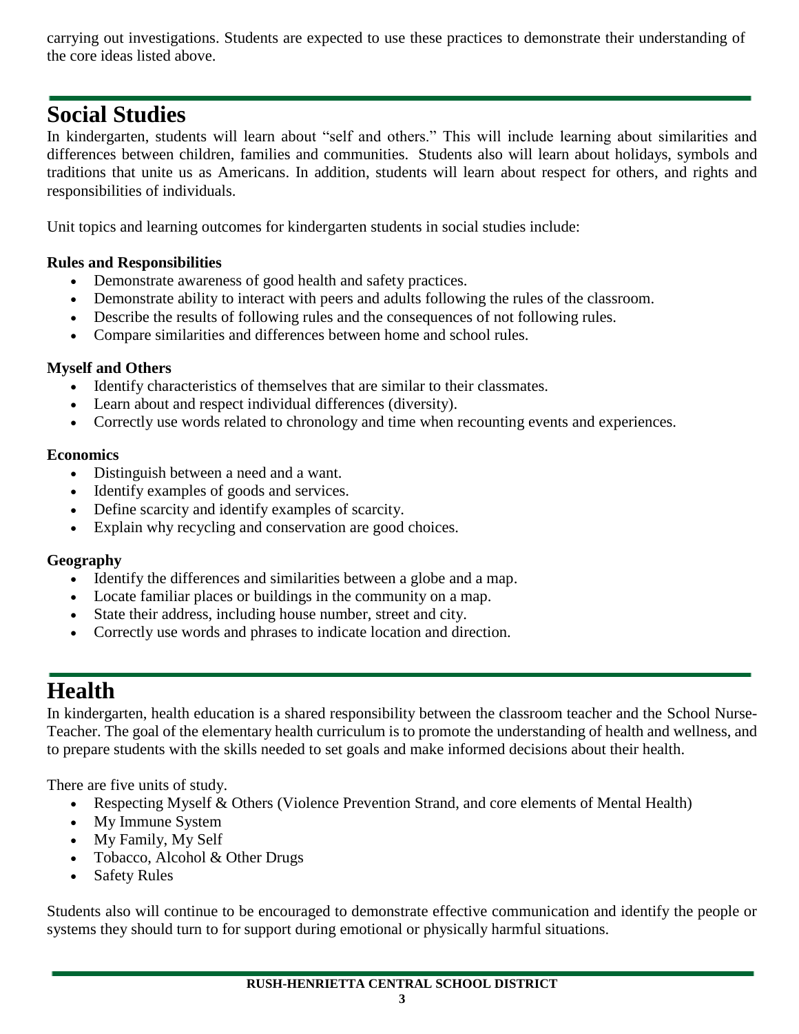carrying out investigations. Students are expected to use these practices to demonstrate their understanding of the core ideas listed above.

# Social Studies

In kindergarten, students will learn about "self and others." This will include learning about similarities and differences between children, families and communities. Students also will learn about holidays, symbols and traditions that unite us as Americans. In addition, students will learn about respect for others, and rights and responsibilities of individuals.

Unit topics and learning outcomes for kindergarten students in social studies include:

**Rules and Responsibilities**

- Demonstrate awareness of good health and safety practices.
- Demonstrate ability to interact with peers and adults following the rules of the classroom.
- Describe the results of following rules and the consequences of not following rules.
- Compare similarities and differences between home and school rules.

**Myself and Others**

- Identify characteristics of themselves that are similar to their classmates.
- Learn about and respect individual differences (diversity).
- Correctly use words related to chronology and time when recounting events and experiences.

**Economics**

- Distinguish between a need and a want.
- Identify examples of goods and services.
- Define scarcity and identify examples of scarcity.
- Explain why recycling and conservation are good choices.

**Geography**

- Identify the differences and similarities between a globe and a map.
- Locate familiar places or buildings in the community on a map.
- State their address, including house number, street and city.
- Correctly use words and phrases to indicate location and direction.

# Health

In kindergarten, health education is a shared responsibility between the classroom teacher and the School Nurse-Teacher. The goal of the elementary health curriculum is to promote the understanding of health and wellness, and to prepare students with the skills needed to set goals and make informed decisions about their health.

There are five units of study.

- Respecting Myself & Others (Violence Prevention Strand, and core elements of Mental Health)
- My Immune System
- My Family, My Self
- Tobacco, Alcohol & Other Drugs
- Safety Rules

Students also will continue to be encouraged to demonstrate effective communication and identify the people or systems they should turn to for support during emotional or physically harmful situations.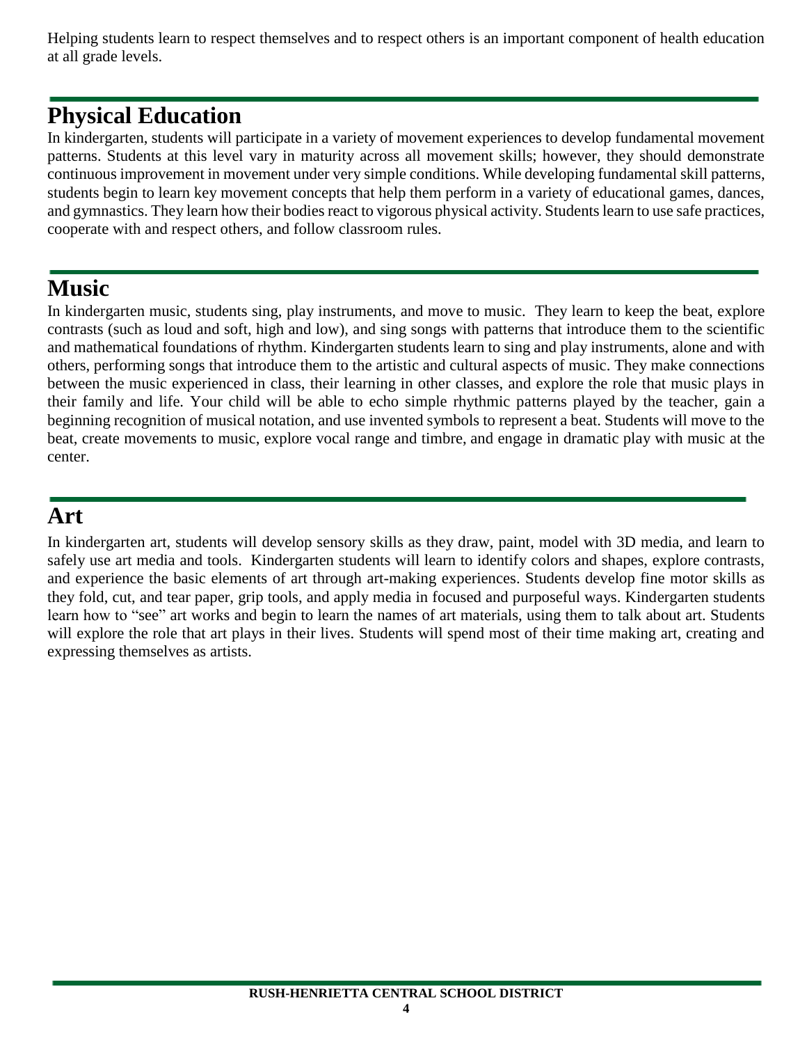Helping students learn to respect themselves and to respect others is an important component of health education at all grade levels.

## Physical Education

In kindergarten, students will participate in a variety of movement experiences to develop fundamental movement patterns. Students at this level vary in maturity across all movement skills; however, they should demonstrate continuous improvement in movement under very simple conditions. While developing fundamental skill patterns, students begin to learn key movement concepts that help them perform in a variety of educational games, dances, and gymnastics. They learn how their bodies react to vigorous physical activity. Students learn to use safe practices, cooperate with and respect others, and follow classroom rules.

## Music

In kindergarten music, students sing, play instruments, and move to music. They learn to keep the beat, explore contrasts (such as loud and soft, high and low), and sing songs with patterns that introduce them to the scientific and mathematical foundations of rhythm. Kindergarten students learn to sing and play instruments, alone and with others, performing songs that introduce them to the artistic and cultural aspects of music. They make connections between the music experienced in class, their learning in other classes, and explore the role that music plays in their family and life. Your child will be able to echo simple rhythmic patterns played by the teacher, gain a beginning recognition of musical notation, and use invented symbols to represent a beat. Students will move to the beat, create movements to music, explore vocal range and timbre, and engage in dramatic play with music at the center.

## Art

In kindergarten art, students will develop sensory skills as they draw, paint, model with 3D media, and learn to safely use art media and tools. Kindergarten students will learn to identify colors and shapes, explore contrasts, and experience the basic elements of art through art-making experiences. Students develop fine motor skills as they fold, cut, and tear paper, grip tools, and apply media in focused and purposeful ways. Kindergarten students learn how to "see" art works and begin to learn the names of art materials, using them to talk about art. Students will explore the role that art plays in their lives. Students will spend most of their time making art, creating and expressing themselves as artists.